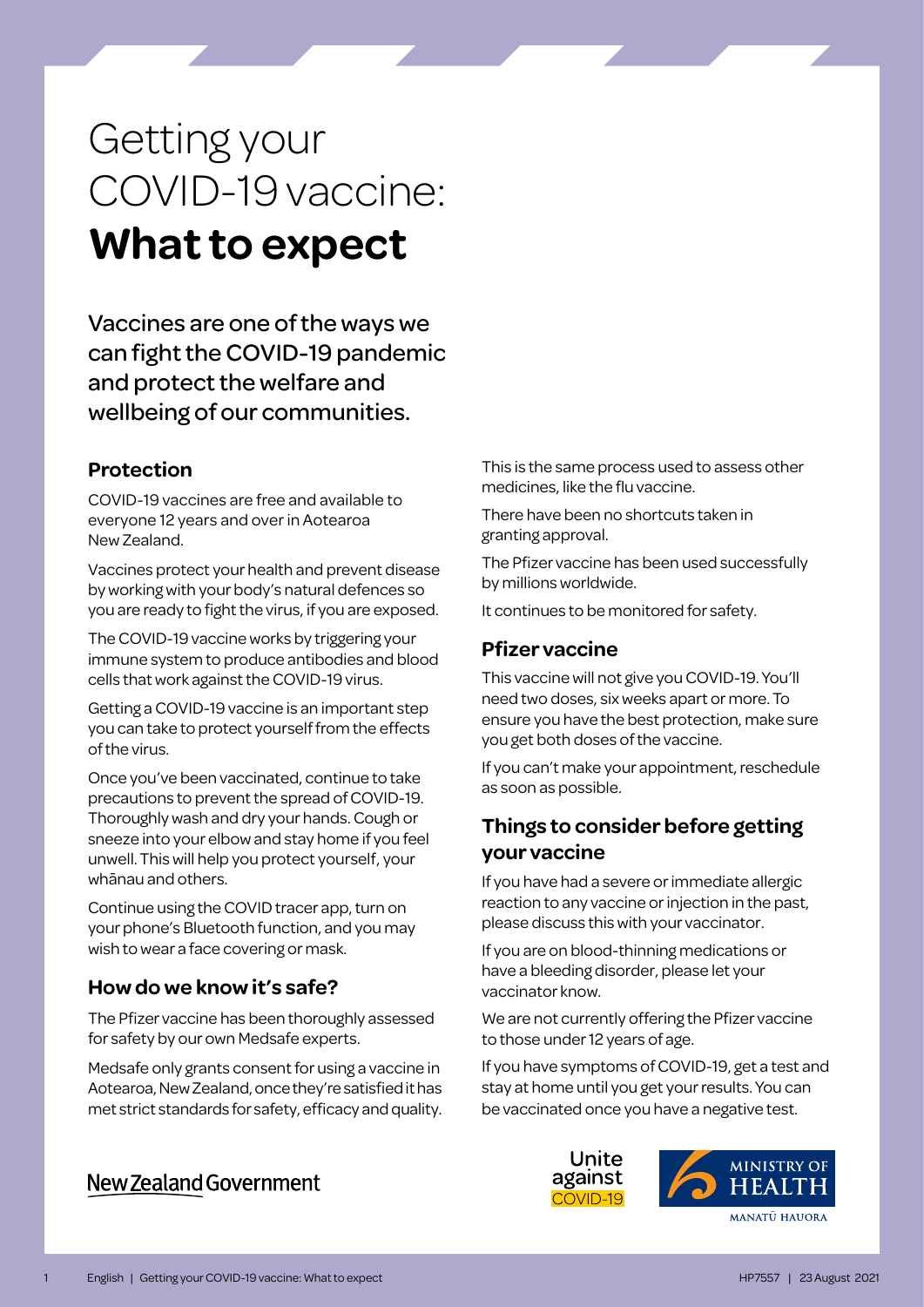# Getting your COVID-19 vaccine: **What to expect**

Vaccines are one of the ways we can fight the COVID-19 pandemic and protect the welfare and wellbeing of our communities.

## Protection

COVID-19 vaccines are free and available to everyone 12 years and over in Aotearoa New Zealand.

Vaccines protect your health and prevent disease by working with your body's natural defences so you are ready to fight the virus, if you are exposed.

The COVID-19 vaccine works by triggering your immune system to produce antibodies and blood cells that work against the COVID-19 virus.

Getting a COVID-19 vaccine is an important step you can take to protect yourself from the effects of the virus.

Once you've been vaccinated, continue to take precautions to prevent the spread of COVID-19. Thoroughly wash and dry your hands. Cough or sneeze into your elbow and stay home if you feel unwell. This will help you protect yourself, your whānau and others.

Continue using the COVID tracer app, turn on your phone's Bluetooth function, and you may wish to wear a face covering or mask.

## How do we know it's safe?

The Pfizer vaccine has been thoroughly assessed for safety by our own Medsafe experts.

Medsafe only grants consent for using a vaccine in Aotearoa, New Zealand, once they're satisfied it has met strict standards for safety, efficacy and quality.

This is the same process used to assess other medicines, like the flu vaccine.

There have been no shortcuts taken in granting approval.

The Pfizer vaccine has been used successfully by millions worldwide.

It continues to be monitored for safety.

## Pfizer vaccine

This vaccine will not give you COVID-19. You'll need two doses, six weeks apart or more. To ensure you have the best protection, make sure you get both doses of the vaccine.

If you can't make your appointment, reschedule as soon as possible.

## Things to consider before getting your vaccine

If you have had a severe or immediate allergic reaction to any vaccine or injection in the past, please discuss this with your vaccinator.

If you are on blood-thinning medications or have a bleeding disorder, please let your vaccinator know.

We are not currently offering the Pfizer vaccine to those under 12 years of age.

If you have symptoms of COVID-19, get a test and stay at home until you get your results. You can be vaccinated once you have a negative test.

New Zealand Government

Unite against COVID-19

MINISTRY OF HEALTH
MANATŪ HAUORA

English | Getting your COVID-19 vaccine: What to expect — HP7557 | 23 August 2021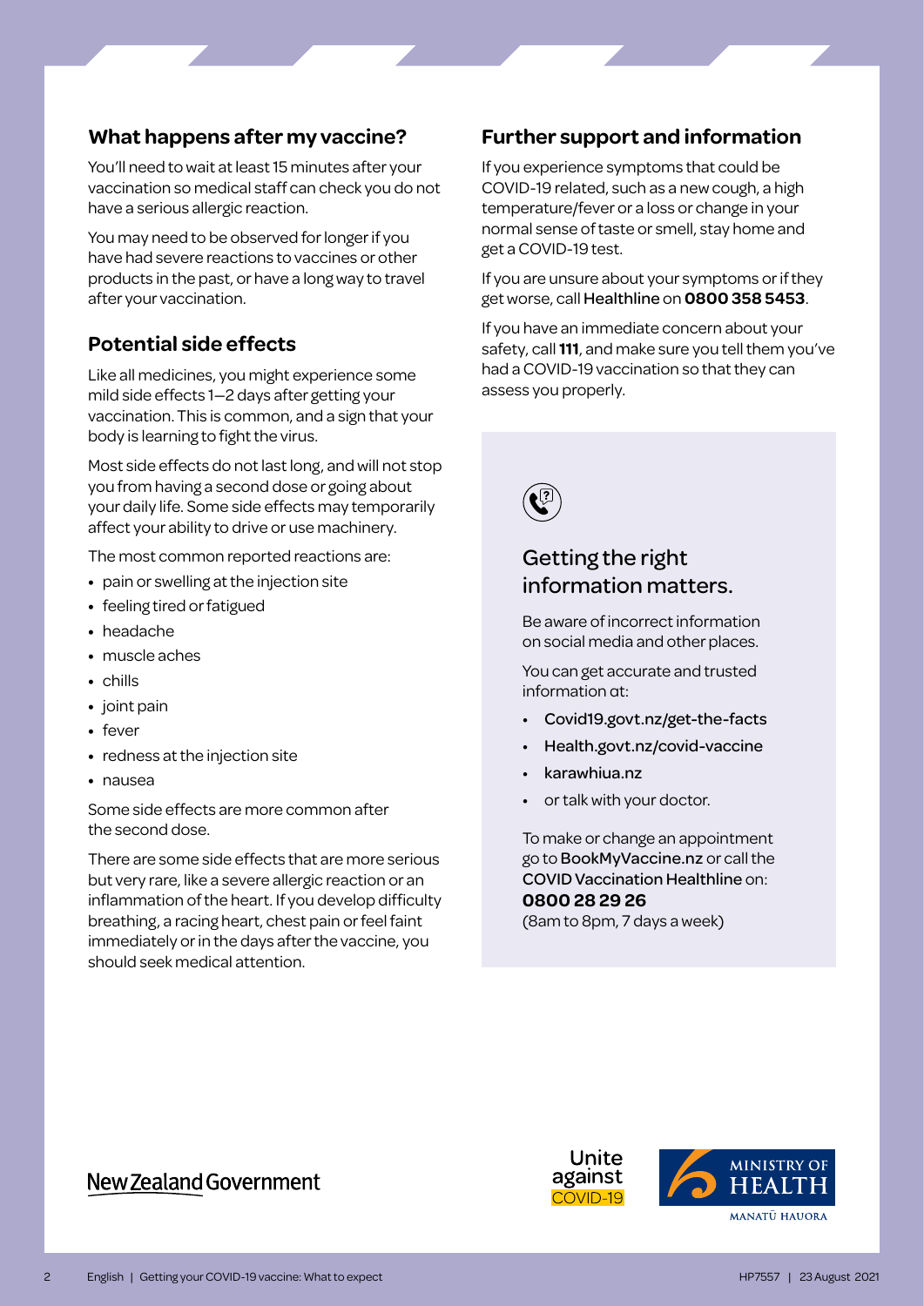## What happens after my vaccine?

You'll need to wait at least 15 minutes after your vaccination so medical staff can check you do not have a serious allergic reaction.

You may need to be observed for longer if you have had severe reactions to vaccines or other products in the past, or have a long way to travel after your vaccination.

## Potential side effects

Like all medicines, you might experience some mild side effects 1–2 days after getting your vaccination. This is common, and a sign that your body is learning to fight the virus.

Most side effects do not last long, and will not stop you from having a second dose or going about your daily life. Some side effects may temporarily affect your ability to drive or use machinery.

The most common reported reactions are:

- pain or swelling at the injection site
- feeling tired or fatigued
- headache
- muscle aches
- chills
- joint pain
- fever
- redness at the injection site
- nausea

Some side effects are more common after the second dose.

There are some side effects that are more serious but very rare, like a severe allergic reaction or an inflammation of the heart. If you develop difficulty breathing, a racing heart, chest pain or feel faint immediately or in the days after the vaccine, you should seek medical attention.

## Further support and information

If you experience symptoms that could be COVID-19 related, such as a new cough, a high temperature/fever or a loss or change in your normal sense of taste or smell, stay home and get a COVID-19 test.

If you are unsure about your symptoms or if they get worse, call Healthline on **0800 358 5453**.

If you have an immediate concern about your safety, call **111**, and make sure you tell them you've had a COVID-19 vaccination so that they can assess you properly.

### Getting the right information matters.

Be aware of incorrect information on social media and other places.

You can get accurate and trusted information at:

- Covid19.govt.nz/get-the-facts
- Health.govt.nz/covid-vaccine
- karawhiua.nz
- or talk with your doctor.

To make or change an appointment go to BookMyVaccine.nz or call the COVID Vaccination Healthline on:
**0800 28 29 26**
(8am to 8pm, 7 days a week)

New Zealand Government

Unite against COVID-19

MINISTRY OF HEALTH
MANATŪ HAUORA

HP7557 | 23 August 2021